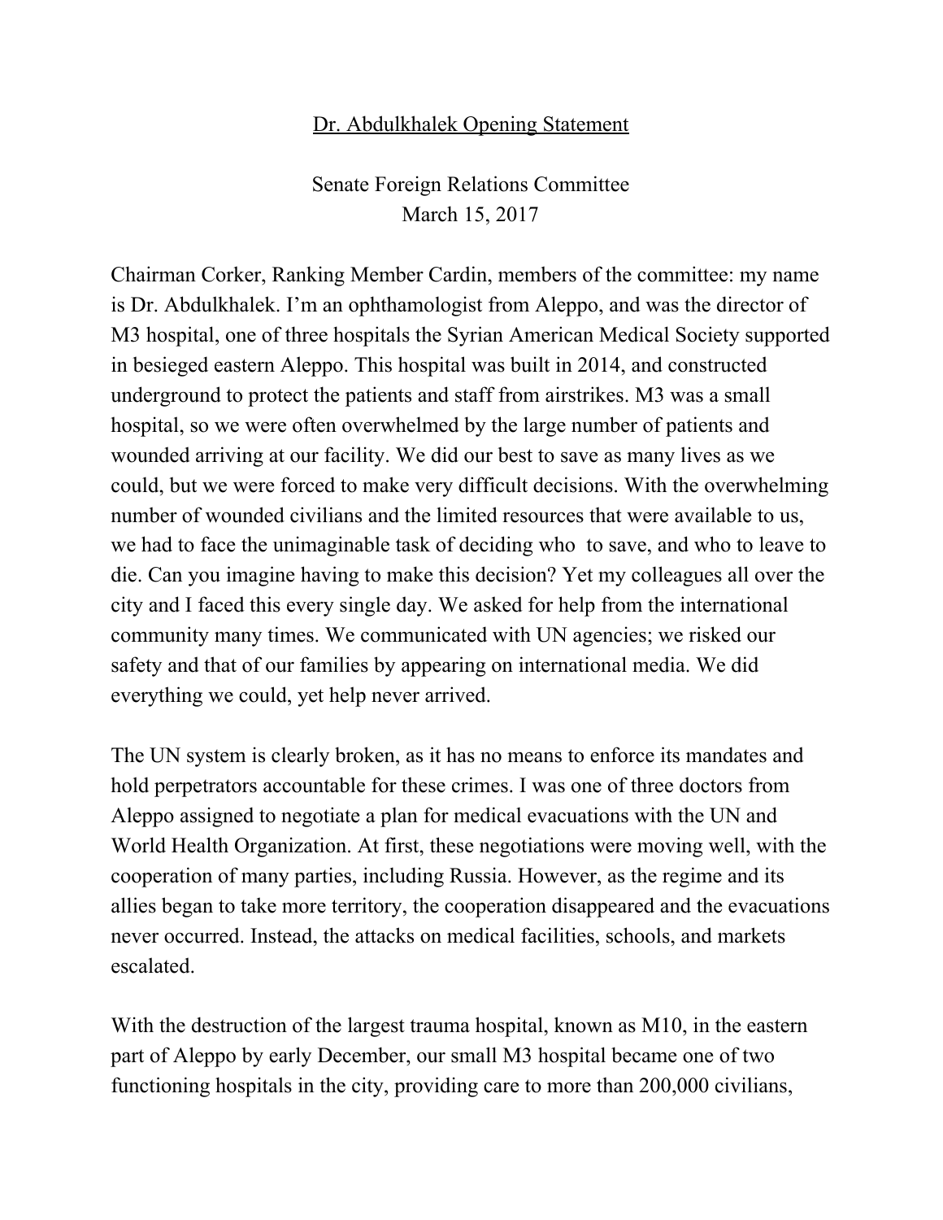Dr. Abdulkhalek Opening Statement

Senate Foreign Relations Committee
March 15, 2017

Chairman Corker, Ranking Member Cardin, members of the committee: my name is Dr. Abdulkhalek. I'm an ophthamologist from Aleppo, and was the director of M3 hospital, one of three hospitals the Syrian American Medical Society supported in besieged eastern Aleppo. This hospital was built in 2014, and constructed underground to protect the patients and staff from airstrikes. M3 was a small hospital, so we were often overwhelmed by the large number of patients and wounded arriving at our facility. We did our best to save as many lives as we could, but we were forced to make very difficult decisions. With the overwhelming number of wounded civilians and the limited resources that were available to us, we had to face the unimaginable task of deciding who to save, and who to leave to die. Can you imagine having to make this decision? Yet my colleagues all over the city and I faced this every single day. We asked for help from the international community many times. We communicated with UN agencies; we risked our safety and that of our families by appearing on international media. We did everything we could, yet help never arrived.

The UN system is clearly broken, as it has no means to enforce its mandates and hold perpetrators accountable for these crimes. I was one of three doctors from Aleppo assigned to negotiate a plan for medical evacuations with the UN and World Health Organization. At first, these negotiations were moving well, with the cooperation of many parties, including Russia. However, as the regime and its allies began to take more territory, the cooperation disappeared and the evacuations never occurred. Instead, the attacks on medical facilities, schools, and markets escalated.

With the destruction of the largest trauma hospital, known as M10, in the eastern part of Aleppo by early December, our small M3 hospital became one of two functioning hospitals in the city, providing care to more than 200,000 civilians,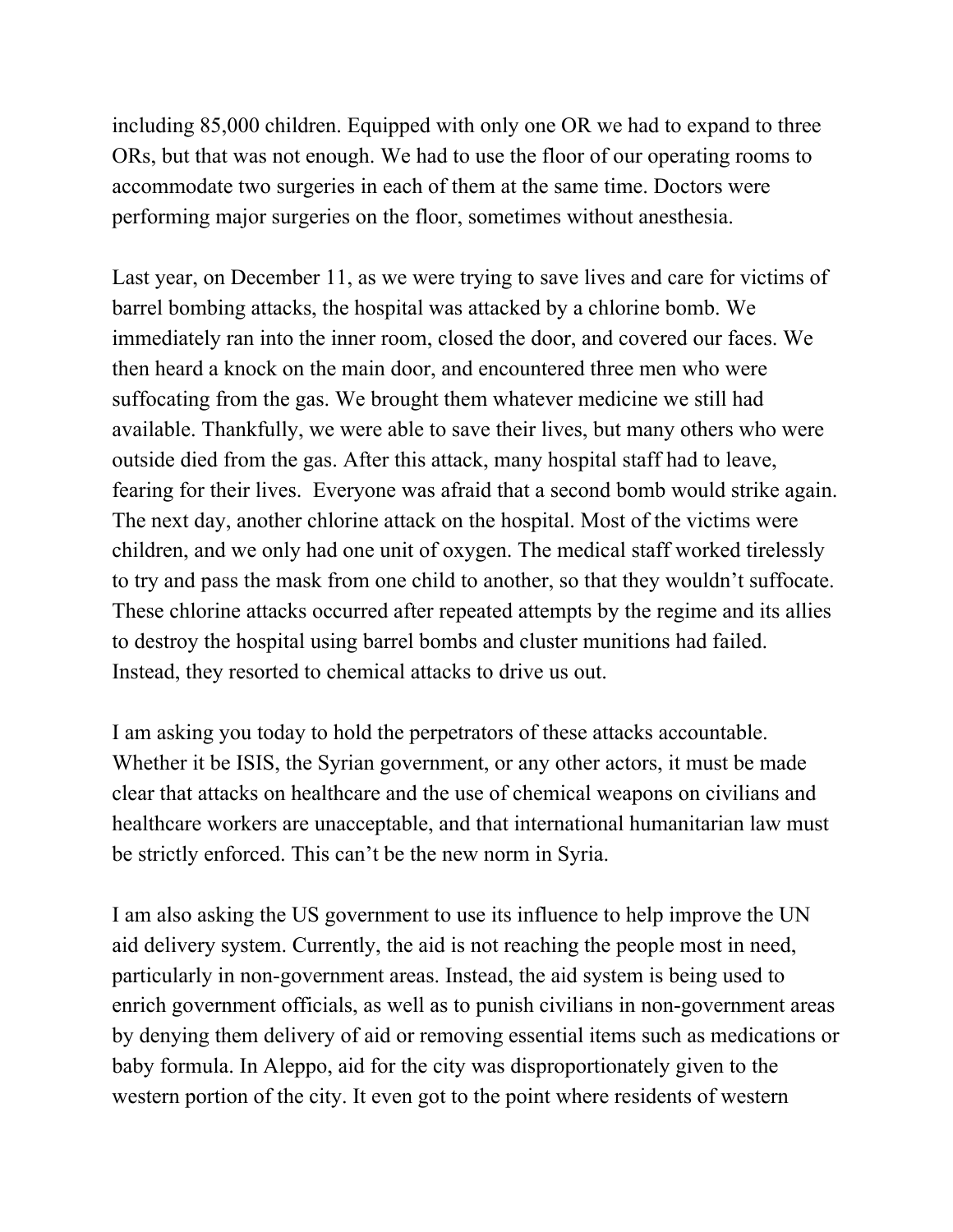including 85,000 children. Equipped with only one OR we had to expand to three ORs, but that was not enough. We had to use the floor of our operating rooms to accommodate two surgeries in each of them at the same time. Doctors were performing major surgeries on the floor, sometimes without anesthesia.

Last year, on December 11, as we were trying to save lives and care for victims of barrel bombing attacks, the hospital was attacked by a chlorine bomb. We immediately ran into the inner room, closed the door, and covered our faces. We then heard a knock on the main door, and encountered three men who were suffocating from the gas. We brought them whatever medicine we still had available. Thankfully, we were able to save their lives, but many others who were outside died from the gas. After this attack, many hospital staff had to leave, fearing for their lives. Everyone was afraid that a second bomb would strike again. The next day, another chlorine attack on the hospital. Most of the victims were children, and we only had one unit of oxygen. The medical staff worked tirelessly to try and pass the mask from one child to another, so that they wouldn't suffocate. These chlorine attacks occurred after repeated attempts by the regime and its allies to destroy the hospital using barrel bombs and cluster munitions had failed. Instead, they resorted to chemical attacks to drive us out.

I am asking you today to hold the perpetrators of these attacks accountable. Whether it be ISIS, the Syrian government, or any other actors, it must be made clear that attacks on healthcare and the use of chemical weapons on civilians and healthcare workers are unacceptable, and that international humanitarian law must be strictly enforced. This can't be the new norm in Syria.

I am also asking the US government to use its influence to help improve the UN aid delivery system. Currently, the aid is not reaching the people most in need, particularly in non-government areas. Instead, the aid system is being used to enrich government officials, as well as to punish civilians in non-government areas by denying them delivery of aid or removing essential items such as medications or baby formula. In Aleppo, aid for the city was disproportionately given to the western portion of the city. It even got to the point where residents of western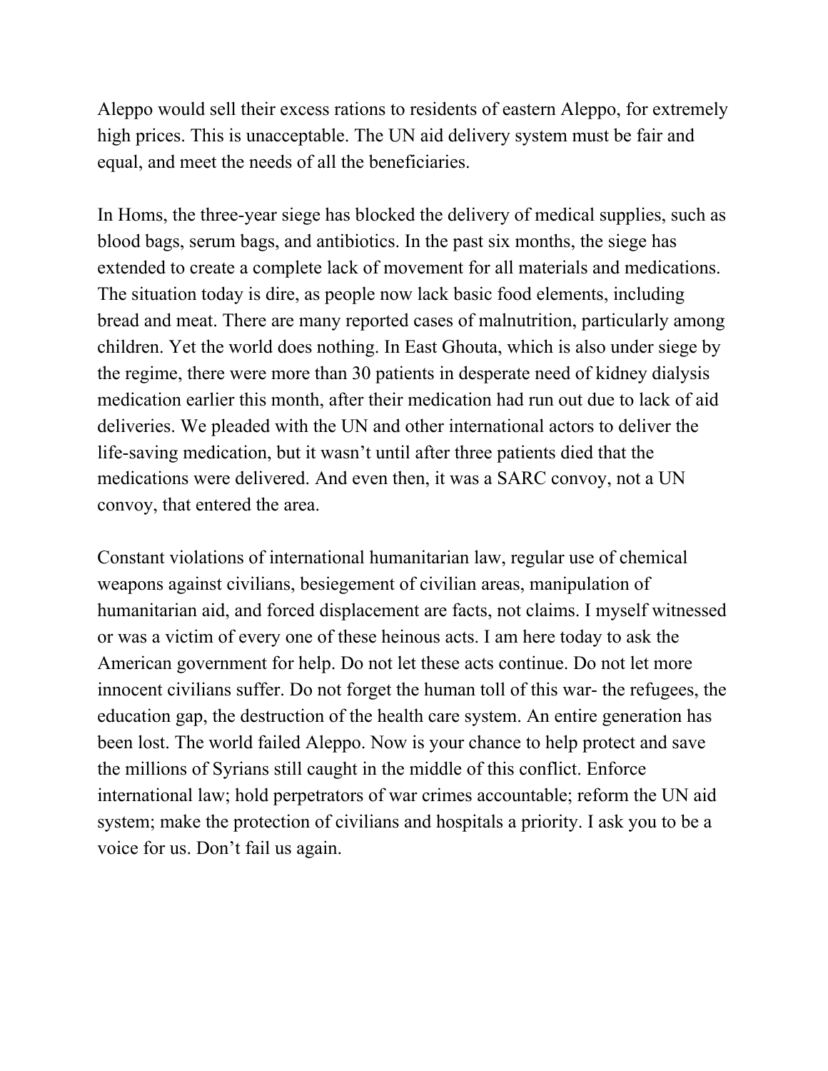Aleppo would sell their excess rations to residents of eastern Aleppo, for extremely high prices. This is unacceptable. The UN aid delivery system must be fair and equal, and meet the needs of all the beneficiaries.

In Homs, the three-year siege has blocked the delivery of medical supplies, such as blood bags, serum bags, and antibiotics. In the past six months, the siege has extended to create a complete lack of movement for all materials and medications. The situation today is dire, as people now lack basic food elements, including bread and meat. There are many reported cases of malnutrition, particularly among children. Yet the world does nothing. In East Ghouta, which is also under siege by the regime, there were more than 30 patients in desperate need of kidney dialysis medication earlier this month, after their medication had run out due to lack of aid deliveries. We pleaded with the UN and other international actors to deliver the life-saving medication, but it wasn't until after three patients died that the medications were delivered. And even then, it was a SARC convoy, not a UN convoy, that entered the area.

Constant violations of international humanitarian law, regular use of chemical weapons against civilians, besiegement of civilian areas, manipulation of humanitarian aid, and forced displacement are facts, not claims. I myself witnessed or was a victim of every one of these heinous acts. I am here today to ask the American government for help. Do not let these acts continue. Do not let more innocent civilians suffer. Do not forget the human toll of this war- the refugees, the education gap, the destruction of the health care system. An entire generation has been lost. The world failed Aleppo. Now is your chance to help protect and save the millions of Syrians still caught in the middle of this conflict. Enforce international law; hold perpetrators of war crimes accountable; reform the UN aid system; make the protection of civilians and hospitals a priority. I ask you to be a voice for us. Don't fail us again.